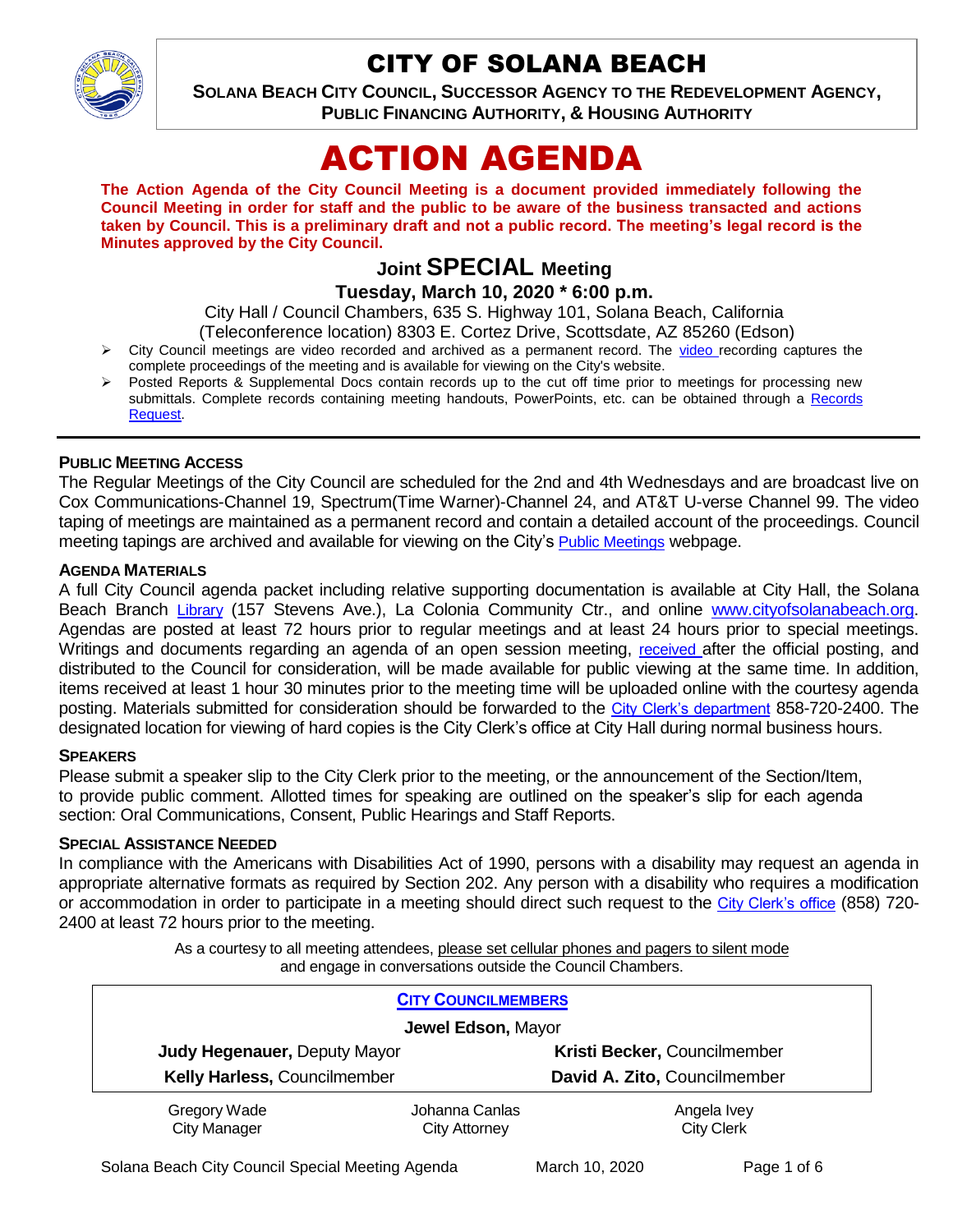# CITY OF SOLANA BEACH

**SOLANA BEACH CITY COUNCIL, SUCCESSOR AGENCY TO THE REDEVELOPMENT AGENCY, PUBLIC FINANCING AUTHORITY, & HOUSING AUTHORITY**

# ACTION AGENDA

**The Action Agenda of the City Council Meeting is a document provided immediately following the Council Meeting in order for staff and the public to be aware of the business transacted and actions taken by Council. This is a preliminary draft and not a public record. The meeting's legal record is the Minutes approved by the City Council.**

## Joint SPECIAL Meeting

**Tuesday, March 10, 2020 * 6:00 p.m.**

City Hall / Council Chambers, 635 S. Highway 101, Solana Beach, California
(Teleconference location) 8303 E. Cortez Drive, Scottsdate, AZ 85260 (Edson)

- City Council meetings are video recorded and archived as a permanent record. The video recording captures the complete proceedings of the meeting and is available for viewing on the City's website.
- Posted Reports & Supplemental Docs contain records up to the cut off time prior to meetings for processing new submittals. Complete records containing meeting handouts, PowerPoints, etc. can be obtained through a Records Request.

### PUBLIC MEETING ACCESS

The Regular Meetings of the City Council are scheduled for the 2nd and 4th Wednesdays and are broadcast live on Cox Communications-Channel 19, Spectrum(Time Warner)-Channel 24, and AT&T U-verse Channel 99. The video taping of meetings are maintained as a permanent record and contain a detailed account of the proceedings. Council meeting tapings are archived and available for viewing on the City's Public Meetings webpage.

### AGENDA MATERIALS

A full City Council agenda packet including relative supporting documentation is available at City Hall, the Solana Beach Branch Library (157 Stevens Ave.), La Colonia Community Ctr., and online www.cityofsolanabeach.org. Agendas are posted at least 72 hours prior to regular meetings and at least 24 hours prior to special meetings. Writings and documents regarding an agenda of an open session meeting, received after the official posting, and distributed to the Council for consideration, will be made available for public viewing at the same time. In addition, items received at least 1 hour 30 minutes prior to the meeting time will be uploaded online with the courtesy agenda posting. Materials submitted for consideration should be forwarded to the City Clerk's department 858-720-2400. The designated location for viewing of hard copies is the City Clerk's office at City Hall during normal business hours.

### SPEAKERS

Please submit a speaker slip to the City Clerk prior to the meeting, or the announcement of the Section/Item, to provide public comment. Allotted times for speaking are outlined on the speaker's slip for each agenda section: Oral Communications, Consent, Public Hearings and Staff Reports.

### SPECIAL ASSISTANCE NEEDED

In compliance with the Americans with Disabilities Act of 1990, persons with a disability may request an agenda in appropriate alternative formats as required by Section 202. Any person with a disability who requires a modification or accommodation in order to participate in a meeting should direct such request to the City Clerk's office (858) 720-2400 at least 72 hours prior to the meeting.

As a courtesy to all meeting attendees, please set cellular phones and pagers to silent mode and engage in conversations outside the Council Chambers.

**CITY COUNCILMEMBERS**

**Jewel Edson,** Mayor

| | |
|---|---|
| **Judy Hegenauer,** Deputy Mayor | **Kristi Becker,** Councilmember |
| **Kelly Harless,** Councilmember | **David A. Zito,** Councilmember |

| Gregory Wade | Johanna Canlas | Angela Ivey |
|---|---|---|
| City Manager | City Attorney | City Clerk |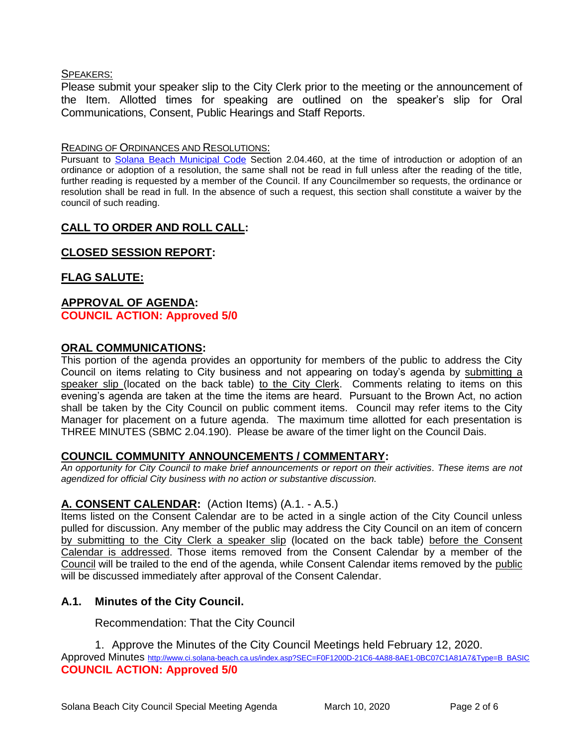SPEAKERS:

Please submit your speaker slip to the City Clerk prior to the meeting or the announcement of the Item. Allotted times for speaking are outlined on the speaker's slip for Oral Communications, Consent, Public Hearings and Staff Reports.

READING OF ORDINANCES AND RESOLUTIONS:

Pursuant to Solana Beach Municipal Code Section 2.04.460, at the time of introduction or adoption of an ordinance or adoption of a resolution, the same shall not be read in full unless after the reading of the title, further reading is requested by a member of the Council. If any Councilmember so requests, the ordinance or resolution shall be read in full. In the absence of such a request, this section shall constitute a waiver by the council of such reading.

## CALL TO ORDER AND ROLL CALL:

## CLOSED SESSION REPORT:

## FLAG SALUTE:

## APPROVAL OF AGENDA:

**COUNCIL ACTION: Approved 5/0**

## ORAL COMMUNICATIONS:

This portion of the agenda provides an opportunity for members of the public to address the City Council on items relating to City business and not appearing on today's agenda by submitting a speaker slip (located on the back table) to the City Clerk. Comments relating to items on this evening's agenda are taken at the time the items are heard. Pursuant to the Brown Act, no action shall be taken by the City Council on public comment items. Council may refer items to the City Manager for placement on a future agenda. The maximum time allotted for each presentation is THREE MINUTES (SBMC 2.04.190). Please be aware of the timer light on the Council Dais.

## COUNCIL COMMUNITY ANNOUNCEMENTS / COMMENTARY:

*An opportunity for City Council to make brief announcements or report on their activities. These items are not agendized for official City business with no action or substantive discussion.*

## A. CONSENT CALENDAR: (Action Items) (A.1. - A.5.)

Items listed on the Consent Calendar are to be acted in a single action of the City Council unless pulled for discussion. Any member of the public may address the City Council on an item of concern by submitting to the City Clerk a speaker slip (located on the back table) before the Consent Calendar is addressed. Those items removed from the Consent Calendar by a member of the Council will be trailed to the end of the agenda, while Consent Calendar items removed by the public will be discussed immediately after approval of the Consent Calendar.

### A.1. Minutes of the City Council.

Recommendation: That the City Council

1. Approve the Minutes of the City Council Meetings held February 12, 2020.

Approved Minutes http://www.ci.solana-beach.ca.us/index.asp?SEC=F0F1200D-21C6-4A88-8AE1-0BC07C1A81A7&Type=B_BASIC

**COUNCIL ACTION: Approved 5/0**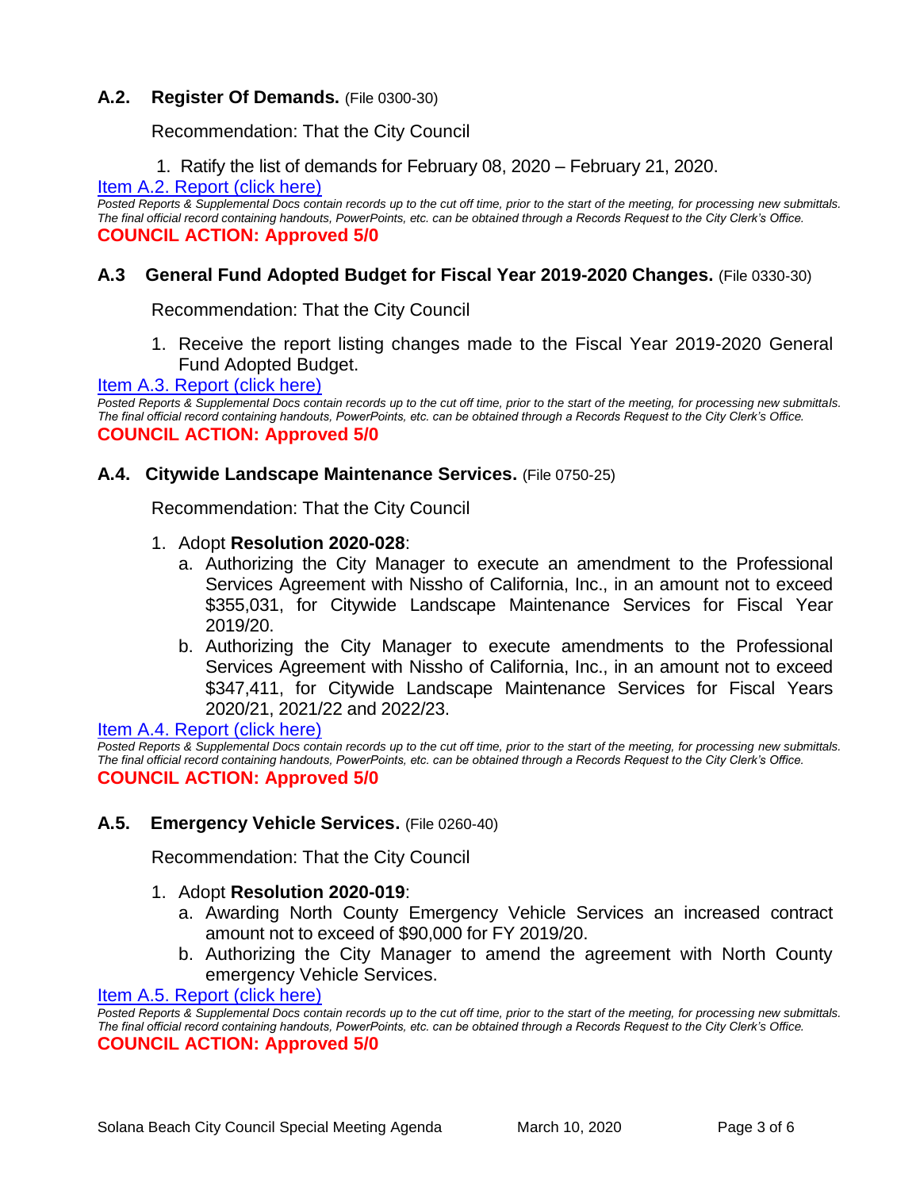### A.2. Register Of Demands. (File 0300-30)

Recommendation: That the City Council

1. Ratify the list of demands for February 08, 2020 – February 21, 2020.

[Item A.2. Report (click here)]

*Posted Reports & Supplemental Docs contain records up to the cut off time, prior to the start of the meeting, for processing new submittals. The final official record containing handouts, PowerPoints, etc. can be obtained through a Records Request to the City Clerk's Office.*

**COUNCIL ACTION: Approved 5/0**

### A.3 General Fund Adopted Budget for Fiscal Year 2019-2020 Changes. (File 0330-30)

Recommendation: That the City Council

1. Receive the report listing changes made to the Fiscal Year 2019-2020 General Fund Adopted Budget.

[Item A.3. Report (click here)]

*Posted Reports & Supplemental Docs contain records up to the cut off time, prior to the start of the meeting, for processing new submittals. The final official record containing handouts, PowerPoints, etc. can be obtained through a Records Request to the City Clerk's Office.*

**COUNCIL ACTION: Approved 5/0**

### A.4. Citywide Landscape Maintenance Services. (File 0750-25)

Recommendation: That the City Council

1. Adopt **Resolution 2020-028**:
   a. Authorizing the City Manager to execute an amendment to the Professional Services Agreement with Nissho of California, Inc., in an amount not to exceed $355,031, for Citywide Landscape Maintenance Services for Fiscal Year 2019/20.
   b. Authorizing the City Manager to execute amendments to the Professional Services Agreement with Nissho of California, Inc., in an amount not to exceed $347,411, for Citywide Landscape Maintenance Services for Fiscal Years 2020/21, 2021/22 and 2022/23.

[Item A.4. Report (click here)]

*Posted Reports & Supplemental Docs contain records up to the cut off time, prior to the start of the meeting, for processing new submittals. The final official record containing handouts, PowerPoints, etc. can be obtained through a Records Request to the City Clerk's Office.*

**COUNCIL ACTION: Approved 5/0**

### A.5. Emergency Vehicle Services. (File 0260-40)

Recommendation: That the City Council

1. Adopt **Resolution 2020-019**:
   a. Awarding North County Emergency Vehicle Services an increased contract amount not to exceed of $90,000 for FY 2019/20.
   b. Authorizing the City Manager to amend the agreement with North County emergency Vehicle Services.

[Item A.5. Report (click here)]

*Posted Reports & Supplemental Docs contain records up to the cut off time, prior to the start of the meeting, for processing new submittals. The final official record containing handouts, PowerPoints, etc. can be obtained through a Records Request to the City Clerk's Office.*

**COUNCIL ACTION: Approved 5/0**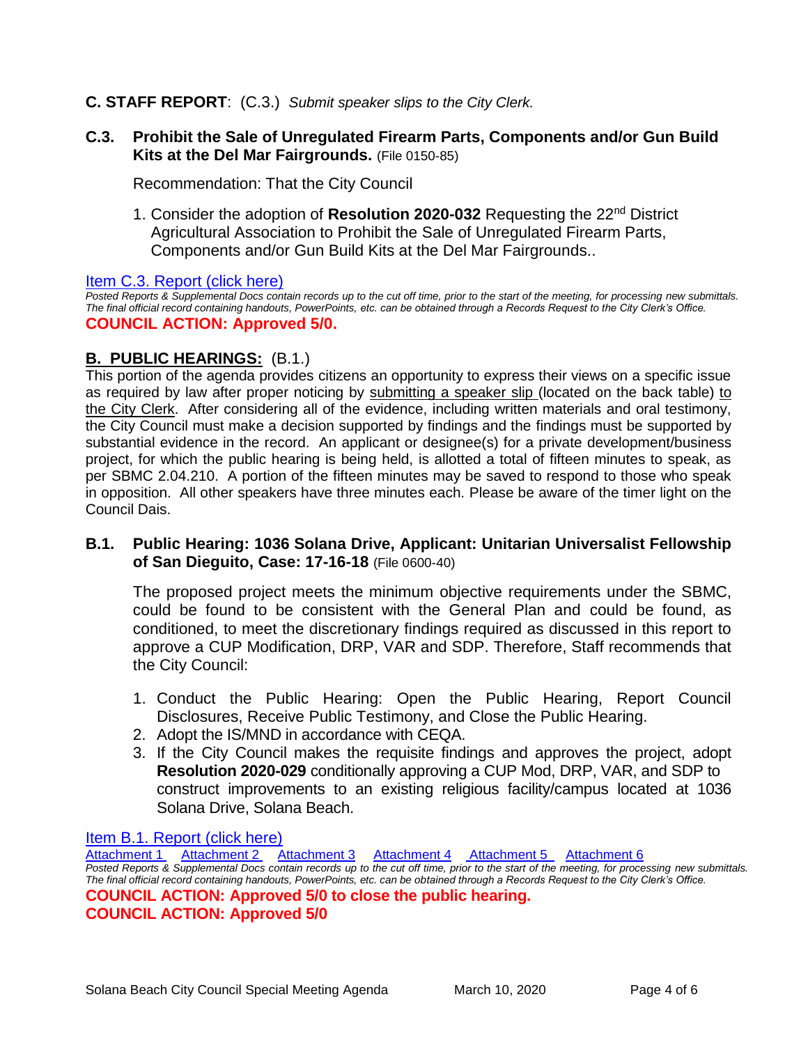**C. STAFF REPORT**: (C.3.) *Submit speaker slips to the City Clerk.*

**C.3. Prohibit the Sale of Unregulated Firearm Parts, Components and/or Gun Build Kits at the Del Mar Fairgrounds.** (File 0150-85)

Recommendation: That the City Council

1. Consider the adoption of **Resolution 2020-032** Requesting the 22nd District Agricultural Association to Prohibit the Sale of Unregulated Firearm Parts, Components and/or Gun Build Kits at the Del Mar Fairgrounds..

Item C.3. Report (click here)

*Posted Reports & Supplemental Docs contain records up to the cut off time, prior to the start of the meeting, for processing new submittals. The final official record containing handouts, PowerPoints, etc. can be obtained through a Records Request to the City Clerk's Office.*

**COUNCIL ACTION: Approved 5/0.**

**B. PUBLIC HEARINGS:** (B.1.)

This portion of the agenda provides citizens an opportunity to express their views on a specific issue as required by law after proper noticing by submitting a speaker slip (located on the back table) to the City Clerk. After considering all of the evidence, including written materials and oral testimony, the City Council must make a decision supported by findings and the findings must be supported by substantial evidence in the record. An applicant or designee(s) for a private development/business project, for which the public hearing is being held, is allotted a total of fifteen minutes to speak, as per SBMC 2.04.210. A portion of the fifteen minutes may be saved to respond to those who speak in opposition. All other speakers have three minutes each. Please be aware of the timer light on the Council Dais.

**B.1. Public Hearing: 1036 Solana Drive, Applicant: Unitarian Universalist Fellowship of San Dieguito, Case: 17-16-18** (File 0600-40)

The proposed project meets the minimum objective requirements under the SBMC, could be found to be consistent with the General Plan and could be found, as conditioned, to meet the discretionary findings required as discussed in this report to approve a CUP Modification, DRP, VAR and SDP. Therefore, Staff recommends that the City Council:

1. Conduct the Public Hearing: Open the Public Hearing, Report Council Disclosures, Receive Public Testimony, and Close the Public Hearing.
2. Adopt the IS/MND in accordance with CEQA.
3. If the City Council makes the requisite findings and approves the project, adopt **Resolution 2020-029** conditionally approving a CUP Mod, DRP, VAR, and SDP to construct improvements to an existing religious facility/campus located at 1036 Solana Drive, Solana Beach.

Item B.1. Report (click here)

Attachment 1 Attachment 2 Attachment 3 Attachment 4 Attachment 5 Attachment 6

*Posted Reports & Supplemental Docs contain records up to the cut off time, prior to the start of the meeting, for processing new submittals. The final official record containing handouts, PowerPoints, etc. can be obtained through a Records Request to the City Clerk's Office.*

**COUNCIL ACTION: Approved 5/0 to close the public hearing.**
**COUNCIL ACTION: Approved 5/0**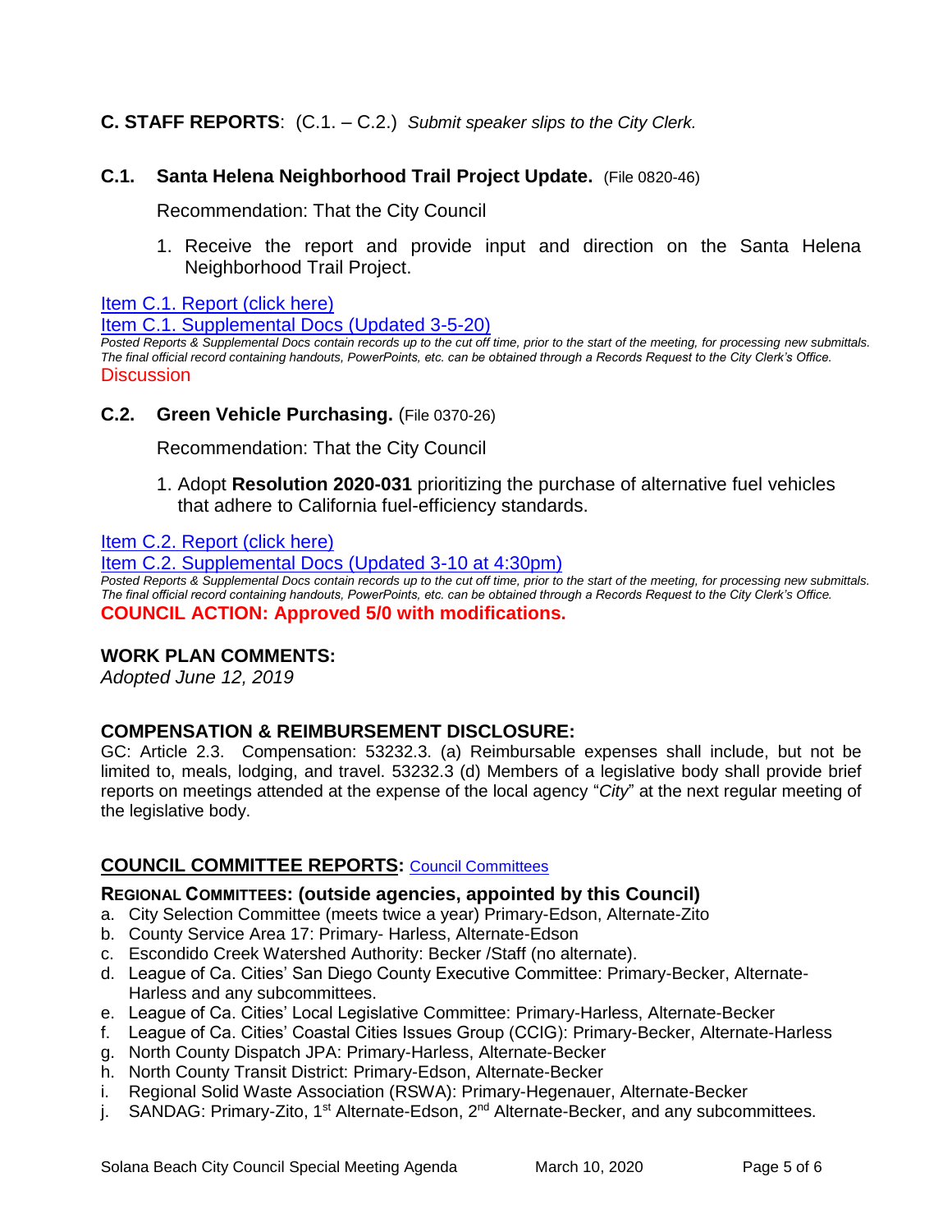## C. STAFF REPORTS: (C.1. – C.2.) *Submit speaker slips to the City Clerk.*

### C.1. Santa Helena Neighborhood Trail Project Update. (File 0820-46)

Recommendation: That the City Council

1. Receive the report and provide input and direction on the Santa Helena Neighborhood Trail Project.

Item C.1. Report (click here)

Item C.1. Supplemental Docs (Updated 3-5-20)

*Posted Reports & Supplemental Docs contain records up to the cut off time, prior to the start of the meeting, for processing new submittals. The final official record containing handouts, PowerPoints, etc. can be obtained through a Records Request to the City Clerk's Office.*

Discussion

### C.2. Green Vehicle Purchasing. (File 0370-26)

Recommendation: That the City Council

1. Adopt **Resolution 2020-031** prioritizing the purchase of alternative fuel vehicles that adhere to California fuel-efficiency standards.

Item C.2. Report (click here)

Item C.2. Supplemental Docs (Updated 3-10 at 4:30pm)

*Posted Reports & Supplemental Docs contain records up to the cut off time, prior to the start of the meeting, for processing new submittals. The final official record containing handouts, PowerPoints, etc. can be obtained through a Records Request to the City Clerk's Office.*

**COUNCIL ACTION: Approved 5/0 with modifications.**

## WORK PLAN COMMENTS:

*Adopted June 12, 2019*

## COMPENSATION & REIMBURSEMENT DISCLOSURE:

GC: Article 2.3. Compensation: 53232.3. (a) Reimbursable expenses shall include, but not be limited to, meals, lodging, and travel. 53232.3 (d) Members of a legislative body shall provide brief reports on meetings attended at the expense of the local agency "*City*" at the next regular meeting of the legislative body.

## COUNCIL COMMITTEE REPORTS: Council Committees

### REGIONAL COMMITTEES: (outside agencies, appointed by this Council)

a. City Selection Committee (meets twice a year) Primary-Edson, Alternate-Zito
b. County Service Area 17: Primary- Harless, Alternate-Edson
c. Escondido Creek Watershed Authority: Becker /Staff (no alternate).
d. League of Ca. Cities' San Diego County Executive Committee: Primary-Becker, Alternate-Harless and any subcommittees.
e. League of Ca. Cities' Local Legislative Committee: Primary-Harless, Alternate-Becker
f. League of Ca. Cities' Coastal Cities Issues Group (CCIG): Primary-Becker, Alternate-Harless
g. North County Dispatch JPA: Primary-Harless, Alternate-Becker
h. North County Transit District: Primary-Edson, Alternate-Becker
i. Regional Solid Waste Association (RSWA): Primary-Hegenauer, Alternate-Becker
j. SANDAG: Primary-Zito, 1st Alternate-Edson, 2nd Alternate-Becker, and any subcommittees.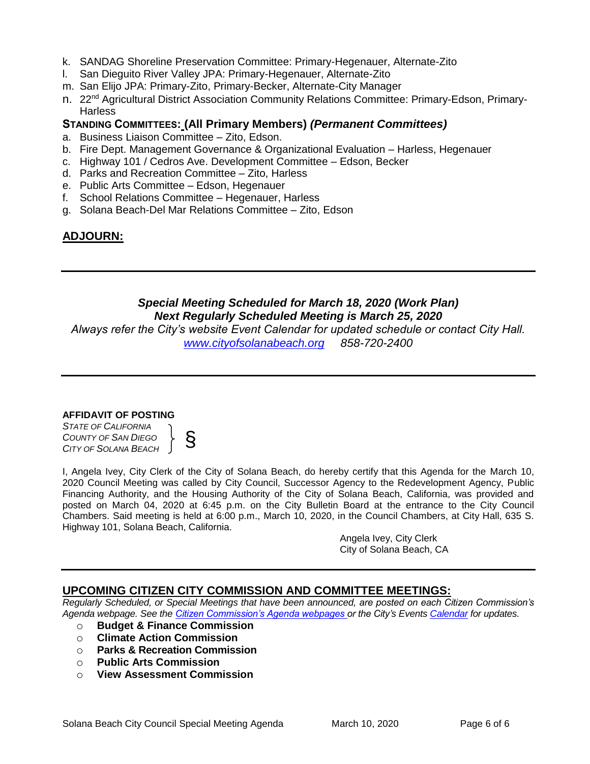k. SANDAG Shoreline Preservation Committee: Primary-Hegenauer, Alternate-Zito
l. San Dieguito River Valley JPA: Primary-Hegenauer, Alternate-Zito
m. San Elijo JPA: Primary-Zito, Primary-Becker, Alternate-City Manager
n. 22nd Agricultural District Association Community Relations Committee: Primary-Edson, Primary-Harless

**STANDING COMMITTEES: (All Primary Members)** ***(Permanent Committees)***

a. Business Liaison Committee – Zito, Edson.
b. Fire Dept. Management Governance & Organizational Evaluation – Harless, Hegenauer
c. Highway 101 / Cedros Ave. Development Committee – Edson, Becker
d. Parks and Recreation Committee – Zito, Harless
e. Public Arts Committee – Edson, Hegenauer
f. School Relations Committee – Hegenauer, Harless
g. Solana Beach-Del Mar Relations Committee – Zito, Edson

## ADJOURN:

---

***Special Meeting Scheduled for March 18, 2020 (Work Plan)***
***Next Regularly Scheduled Meeting is March 25, 2020***

*Always refer the City's website Event Calendar for updated schedule or contact City Hall.*
*www.cityofsolanabeach.org 858-720-2400*

---

**AFFIDAVIT OF POSTING**

*STATE OF CALIFORNIA*
*COUNTY OF SAN DIEGO* } §
*CITY OF SOLANA BEACH*

I, Angela Ivey, City Clerk of the City of Solana Beach, do hereby certify that this Agenda for the March 10, 2020 Council Meeting was called by City Council, Successor Agency to the Redevelopment Agency, Public Financing Authority, and the Housing Authority of the City of Solana Beach, California, was provided and posted on March 04, 2020 at 6:45 p.m. on the City Bulletin Board at the entrance to the City Council Chambers. Said meeting is held at 6:00 p.m., March 10, 2020, in the Council Chambers, at City Hall, 635 S. Highway 101, Solana Beach, California.

Angela Ivey, City Clerk
City of Solana Beach, CA

---

## UPCOMING CITIZEN CITY COMMISSION AND COMMITTEE MEETINGS:

*Regularly Scheduled, or Special Meetings that have been announced, are posted on each Citizen Commission's Agenda webpage. See the Citizen Commission's Agenda webpages or the City's Events Calendar for updates.*

- **Budget & Finance Commission**
- **Climate Action Commission**
- **Parks & Recreation Commission**
- **Public Arts Commission**
- **View Assessment Commission**